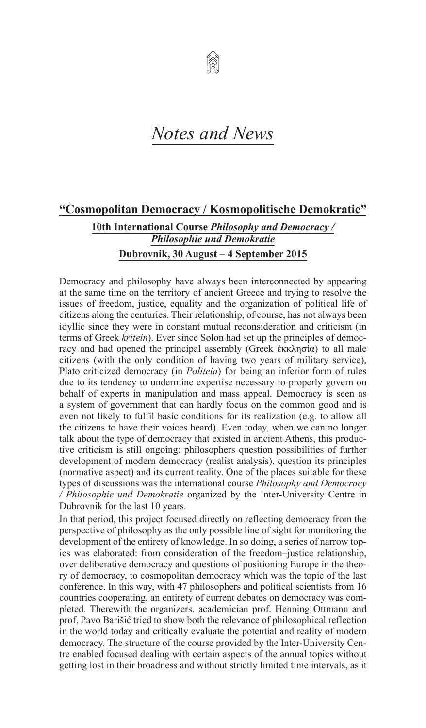# *Notes and News*

## "Cosmopolitan Democracy / Kosmopolitische Demokratie"

### 10th International Course *Philosophy and Democracy / Philosophie und Demokratie*

### Dubrovnik, 30 August – 4 September 2015

Democracy and philosophy have always been interconnected by appearing at the same time on the territory of ancient Greece and trying to resolve the issues of freedom, justice, equality and the organization of political life of citizens along the centuries. Their relationship, of course, has not always been idyllic since they were in constant mutual reconsideration and criticism (in terms of Greek *kritein*). Ever since Solon had set up the principles of democracy and had opened the principal assembly (Greek ἐκκλησία) to all male citizens (with the only condition of having two years of military service), Plato criticized democracy (in *Politeia*) for being an inferior form of rules due to its tendency to undermine expertise necessary to properly govern on behalf of experts in manipulation and mass appeal. Democracy is seen as a system of government that can hardly focus on the common good and is even not likely to fulfil basic conditions for its realization (e.g. to allow all the citizens to have their voices heard). Even today, when we can no longer talk about the type of democracy that existed in ancient Athens, this productive criticism is still ongoing: philosophers question possibilities of further development of modern democracy (realist analysis), question its principles (normative aspect) and its current reality. One of the places suitable for these types of discussions was the international course *Philosophy and Democracy / Philosophie und Demokratie* organized by the Inter-University Centre in Dubrovnik for the last 10 years.

In that period, this project focused directly on reflecting democracy from the perspective of philosophy as the only possible line of sight for monitoring the development of the entirety of knowledge. In so doing, a series of narrow topics was elaborated: from consideration of the freedom–justice relationship, over deliberative democracy and questions of positioning Europe in the theory of democracy, to cosmopolitan democracy which was the topic of the last conference. In this way, with 47 philosophers and political scientists from 16 countries cooperating, an entirety of current debates on democracy was completed. Therewith the organizers, academician prof. Henning Ottmann and prof. Pavo Barišić tried to show both the relevance of philosophical reflection in the world today and critically evaluate the potential and reality of modern democracy. The structure of the course provided by the Inter-University Centre enabled focused dealing with certain aspects of the annual topics without getting lost in their broadness and without strictly limited time intervals, as it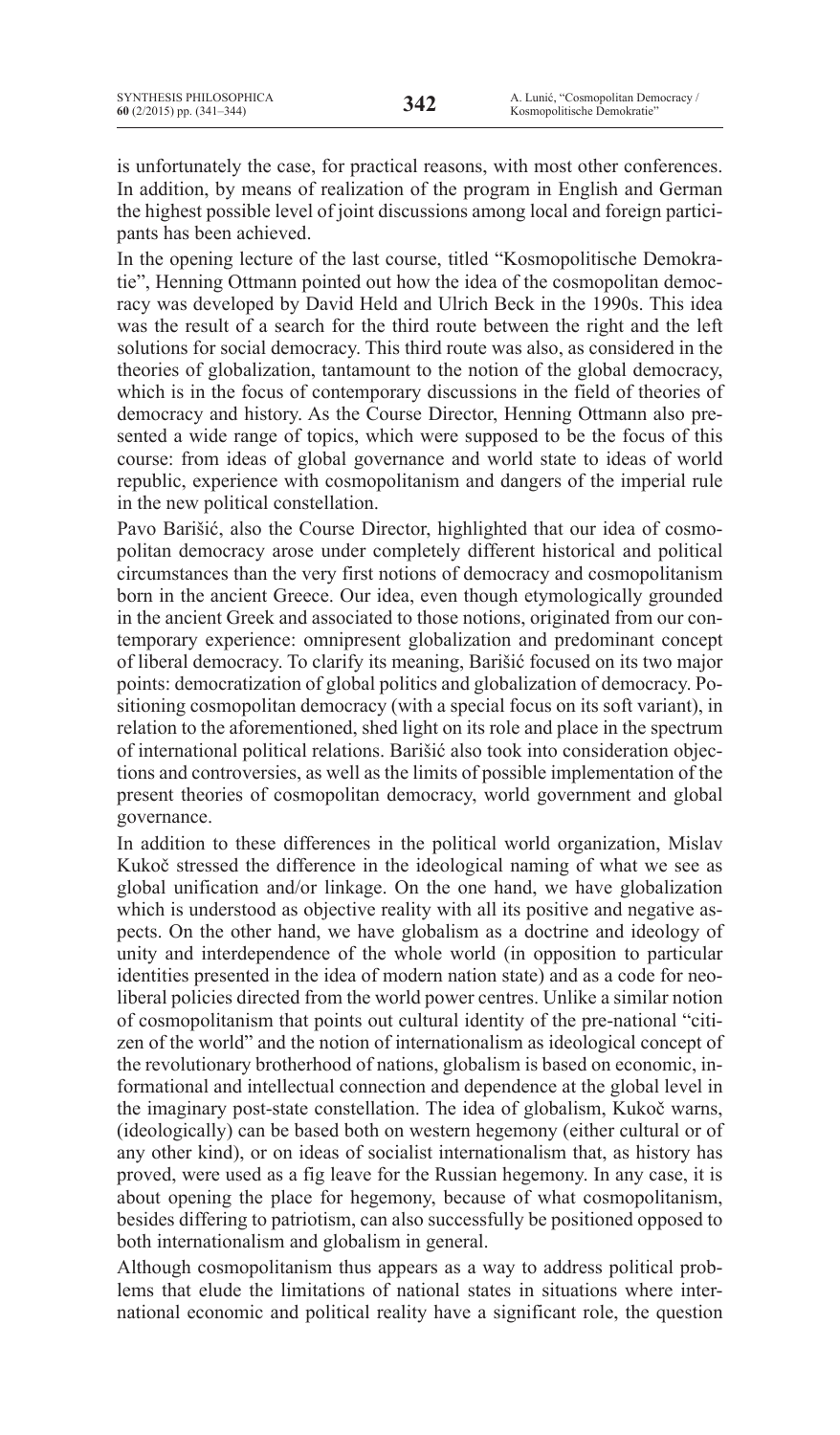is unfortunately the case, for practical reasons, with most other conferences. In addition, by means of realization of the program in English and German the highest possible level of joint discussions among local and foreign participants has been achieved.

In the opening lecture of the last course, titled "Kosmopolitische Demokratie", Henning Ottmann pointed out how the idea of the cosmopolitan democracy was developed by David Held and Ulrich Beck in the 1990s. This idea was the result of a search for the third route between the right and the left solutions for social democracy. This third route was also, as considered in the theories of globalization, tantamount to the notion of the global democracy, which is in the focus of contemporary discussions in the field of theories of democracy and history. As the Course Director, Henning Ottmann also presented a wide range of topics, which were supposed to be the focus of this course: from ideas of global governance and world state to ideas of world republic, experience with cosmopolitanism and dangers of the imperial rule in the new political constellation.

Pavo Barišić, also the Course Director, highlighted that our idea of cosmopolitan democracy arose under completely different historical and political circumstances than the very first notions of democracy and cosmopolitanism born in the ancient Greece. Our idea, even though etymologically grounded in the ancient Greek and associated to those notions, originated from our contemporary experience: omnipresent globalization and predominant concept of liberal democracy. To clarify its meaning, Barišić focused on its two major points: democratization of global politics and globalization of democracy. Positioning cosmopolitan democracy (with a special focus on its soft variant), in relation to the aforementioned, shed light on its role and place in the spectrum of international political relations. Barišić also took into consideration objections and controversies, as well as the limits of possible implementation of the present theories of cosmopolitan democracy, world government and global governance.

In addition to these differences in the political world organization, Mislav Kukoč stressed the difference in the ideological naming of what we see as global unification and/or linkage. On the one hand, we have globalization which is understood as objective reality with all its positive and negative aspects. On the other hand, we have globalism as a doctrine and ideology of unity and interdependence of the whole world (in opposition to particular identities presented in the idea of modern nation state) and as a code for neoliberal policies directed from the world power centres. Unlike a similar notion of cosmopolitanism that points out cultural identity of the pre-national "citizen of the world" and the notion of internationalism as ideological concept of the revolutionary brotherhood of nations, globalism is based on economic, informational and intellectual connection and dependence at the global level in the imaginary post-state constellation. The idea of globalism, Kukoč warns, (ideologically) can be based both on western hegemony (either cultural or of any other kind), or on ideas of socialist internationalism that, as history has proved, were used as a fig leave for the Russian hegemony. In any case, it is about opening the place for hegemony, because of what cosmopolitanism, besides differing to patriotism, can also successfully be positioned opposed to both internationalism and globalism in general.

Although cosmopolitanism thus appears as a way to address political problems that elude the limitations of national states in situations where international economic and political reality have a significant role, the question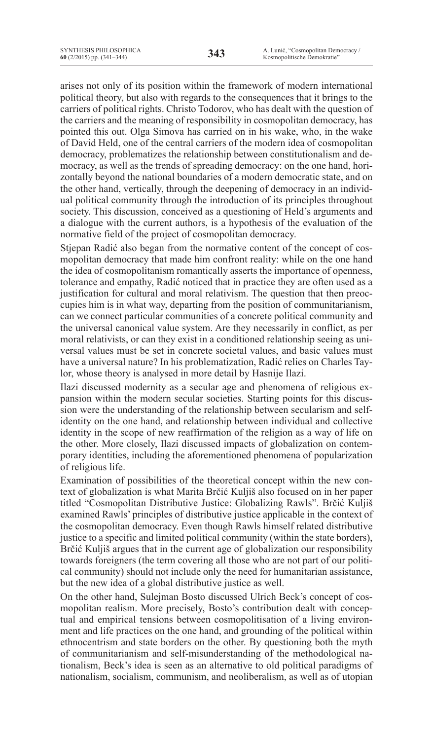arises not only of its position within the framework of modern international political theory, but also with regards to the consequences that it brings to the carriers of political rights. Christo Todorov, who has dealt with the question of the carriers and the meaning of responsibility in cosmopolitan democracy, has pointed this out. Olga Simova has carried on in his wake, who, in the wake of David Held, one of the central carriers of the modern idea of cosmopolitan democracy, problematizes the relationship between constitutionalism and democracy, as well as the trends of spreading democracy: on the one hand, horizontally beyond the national boundaries of a modern democratic state, and on the other hand, vertically, through the deepening of democracy in an individual political community through the introduction of its principles throughout society. This discussion, conceived as a questioning of Held's arguments and a dialogue with the current authors, is a hypothesis of the evaluation of the normative field of the project of cosmopolitan democracy.

Stjepan Radić also began from the normative content of the concept of cosmopolitan democracy that made him confront reality: while on the one hand the idea of cosmopolitanism romantically asserts the importance of openness, tolerance and empathy, Radić noticed that in practice they are often used as a justification for cultural and moral relativism. The question that then preoccupies him is in what way, departing from the position of communitarianism, can we connect particular communities of a concrete political community and the universal canonical value system. Are they necessarily in conflict, as per moral relativists, or can they exist in a conditioned relationship seeing as universal values must be set in concrete societal values, and basic values must have a universal nature? In his problematization, Radić relies on Charles Taylor, whose theory is analysed in more detail by Hasnije Ilazi.

Ilazi discussed modernity as a secular age and phenomena of religious expansion within the modern secular societies. Starting points for this discussion were the understanding of the relationship between secularism and self-identity on the one hand, and relationship between individual and collective identity in the scope of new reaffirmation of the religion as a way of life on the other. More closely, Ilazi discussed impacts of globalization on contemporary identities, including the aforementioned phenomena of popularization of religious life.

Examination of possibilities of the theoretical concept within the new context of globalization is what Marita Brčić Kuljiš also focused on in her paper titled "Cosmopolitan Distributive Justice: Globalizing Rawls". Brčić Kuljiš examined Rawls' principles of distributive justice applicable in the context of the cosmopolitan democracy. Even though Rawls himself related distributive justice to a specific and limited political community (within the state borders), Brčić Kuljiš argues that in the current age of globalization our responsibility towards foreigners (the term covering all those who are not part of our political community) should not include only the need for humanitarian assistance, but the new idea of a global distributive justice as well.

On the other hand, Sulejman Bosto discussed Ulrich Beck's concept of cosmopolitan realism. More precisely, Bosto's contribution dealt with conceptual and empirical tensions between cosmopolitisation of a living environment and life practices on the one hand, and grounding of the political within ethnocentrism and state borders on the other. By questioning both the myth of communitarianism and self-misunderstanding of the methodological nationalism, Beck's idea is seen as an alternative to old political paradigms of nationalism, socialism, communism, and neoliberalism, as well as of utopian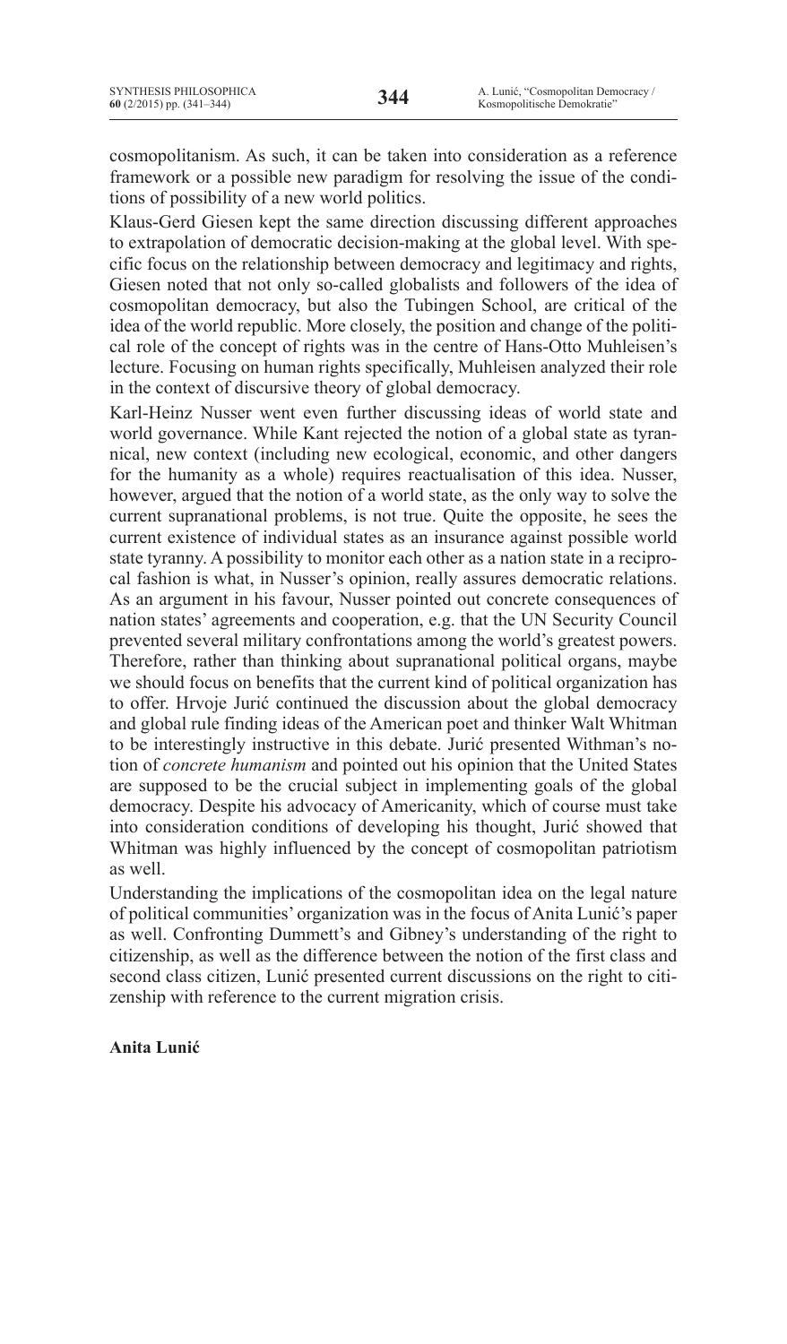cosmopolitanism. As such, it can be taken into consideration as a reference framework or a possible new paradigm for resolving the issue of the conditions of possibility of a new world politics.

Klaus-Gerd Giesen kept the same direction discussing different approaches to extrapolation of democratic decision-making at the global level. With specific focus on the relationship between democracy and legitimacy and rights, Giesen noted that not only so-called globalists and followers of the idea of cosmopolitan democracy, but also the Tubingen School, are critical of the idea of the world republic. More closely, the position and change of the political role of the concept of rights was in the centre of Hans-Otto Muhleisen's lecture. Focusing on human rights specifically, Muhleisen analyzed their role in the context of discursive theory of global democracy.

Karl-Heinz Nusser went even further discussing ideas of world state and world governance. While Kant rejected the notion of a global state as tyrannical, new context (including new ecological, economic, and other dangers for the humanity as a whole) requires reactualisation of this idea. Nusser, however, argued that the notion of a world state, as the only way to solve the current supranational problems, is not true. Quite the opposite, he sees the current existence of individual states as an insurance against possible world state tyranny. A possibility to monitor each other as a nation state in a reciprocal fashion is what, in Nusser's opinion, really assures democratic relations. As an argument in his favour, Nusser pointed out concrete consequences of nation states' agreements and cooperation, e.g. that the UN Security Council prevented several military confrontations among the world's greatest powers. Therefore, rather than thinking about supranational political organs, maybe we should focus on benefits that the current kind of political organization has to offer. Hrvoje Jurić continued the discussion about the global democracy and global rule finding ideas of the American poet and thinker Walt Whitman to be interestingly instructive in this debate. Jurić presented Withman's notion of *concrete humanism* and pointed out his opinion that the United States are supposed to be the crucial subject in implementing goals of the global democracy. Despite his advocacy of Americanity, which of course must take into consideration conditions of developing his thought, Jurić showed that Whitman was highly influenced by the concept of cosmopolitan patriotism as well.

Understanding the implications of the cosmopolitan idea on the legal nature of political communities' organization was in the focus of Anita Lunić's paper as well. Confronting Dummett's and Gibney's understanding of the right to citizenship, as well as the difference between the notion of the first class and second class citizen, Lunić presented current discussions on the right to citizenship with reference to the current migration crisis.

**Anita Lunić**